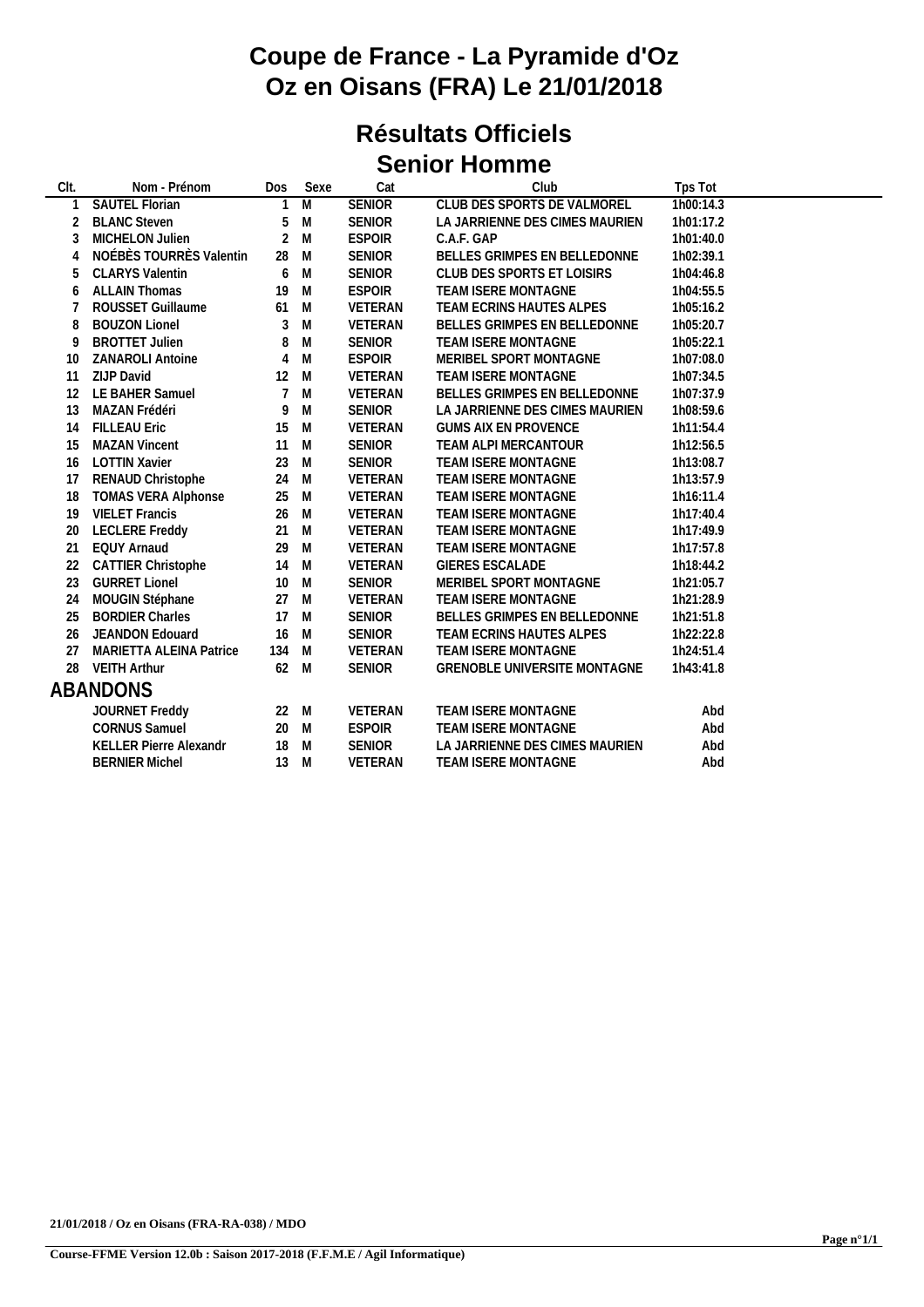# Coupe de France - La Pyramide d'Oz
# Oz en Oisans (FRA) Le 21/01/2018

## Résultats Officiels
## Senior Homme

| Clt. | Nom - Prénom | Dos | Sexe | Cat | Club | Tps Tot |
|---|---|---|---|---|---|---|
| 1 | SAUTEL Florian | 1 | M | SENIOR | CLUB DES SPORTS DE VALMOREL | 1h00:14.3 |
| 2 | BLANC Steven | 5 | M | SENIOR | LA JARRIENNE DES CIMES MAURIEN | 1h01:17.2 |
| 3 | MICHELON Julien | 2 | M | ESPOIR | C.A.F. GAP | 1h01:40.0 |
| 4 | NOÉBÈS TOURRÈS Valentin | 28 | M | SENIOR | BELLES GRIMPES EN BELLEDONNE | 1h02:39.1 |
| 5 | CLARYS Valentin | 6 | M | SENIOR | CLUB DES SPORTS ET LOISIRS | 1h04:46.8 |
| 6 | ALLAIN Thomas | 19 | M | ESPOIR | TEAM ISERE MONTAGNE | 1h04:55.5 |
| 7 | ROUSSET Guillaume | 61 | M | VETERAN | TEAM ECRINS HAUTES ALPES | 1h05:16.2 |
| 8 | BOUZON Lionel | 3 | M | VETERAN | BELLES GRIMPES EN BELLEDONNE | 1h05:20.7 |
| 9 | BROTTET Julien | 8 | M | SENIOR | TEAM ISERE MONTAGNE | 1h05:22.1 |
| 10 | ZANAROLI Antoine | 4 | M | ESPOIR | MERIBEL SPORT MONTAGNE | 1h07:08.0 |
| 11 | ZIJP David | 12 | M | VETERAN | TEAM ISERE MONTAGNE | 1h07:34.5 |
| 12 | LE BAHER Samuel | 7 | M | VETERAN | BELLES GRIMPES EN BELLEDONNE | 1h07:37.9 |
| 13 | MAZAN Frédéri | 9 | M | SENIOR | LA JARRIENNE DES CIMES MAURIEN | 1h08:59.6 |
| 14 | FILLEAU Eric | 15 | M | VETERAN | GUMS AIX EN PROVENCE | 1h11:54.4 |
| 15 | MAZAN Vincent | 11 | M | SENIOR | TEAM ALPI MERCANTOUR | 1h12:56.5 |
| 16 | LOTTIN Xavier | 23 | M | SENIOR | TEAM ISERE MONTAGNE | 1h13:08.7 |
| 17 | RENAUD Christophe | 24 | M | VETERAN | TEAM ISERE MONTAGNE | 1h13:57.9 |
| 18 | TOMAS VERA Alphonse | 25 | M | VETERAN | TEAM ISERE MONTAGNE | 1h16:11.4 |
| 19 | VIELET Francis | 26 | M | VETERAN | TEAM ISERE MONTAGNE | 1h17:40.4 |
| 20 | LECLERE Freddy | 21 | M | VETERAN | TEAM ISERE MONTAGNE | 1h17:49.9 |
| 21 | EQUY Arnaud | 29 | M | VETERAN | TEAM ISERE MONTAGNE | 1h17:57.8 |
| 22 | CATTIER Christophe | 14 | M | VETERAN | GIERES ESCALADE | 1h18:44.2 |
| 23 | GURRET Lionel | 10 | M | SENIOR | MERIBEL SPORT MONTAGNE | 1h21:05.7 |
| 24 | MOUGIN Stéphane | 27 | M | VETERAN | TEAM ISERE MONTAGNE | 1h21:28.9 |
| 25 | BORDIER Charles | 17 | M | SENIOR | BELLES GRIMPES EN BELLEDONNE | 1h21:51.8 |
| 26 | JEANDON Edouard | 16 | M | SENIOR | TEAM ECRINS HAUTES ALPES | 1h22:22.8 |
| 27 | MARIETTA ALEINA Patrice | 134 | M | VETERAN | TEAM ISERE MONTAGNE | 1h24:51.4 |
| 28 | VEITH Arthur | 62 | M | SENIOR | GRENOBLE UNIVERSITE MONTAGNE | 1h43:41.8 |

### ABANDONS

| Clt. | Nom - Prénom | Dos | Sexe | Cat | Club | Tps Tot |
|---|---|---|---|---|---|---|
| | JOURNET Freddy | 22 | M | VETERAN | TEAM ISERE MONTAGNE | Abd |
| | CORNUS Samuel | 20 | M | ESPOIR | TEAM ISERE MONTAGNE | Abd |
| | KELLER Pierre Alexandr | 18 | M | SENIOR | LA JARRIENNE DES CIMES MAURIEN | Abd |
| | BERNIER Michel | 13 | M | VETERAN | TEAM ISERE MONTAGNE | Abd |

21/01/2018 / Oz en Oisans (FRA-RA-038) / MDO

Course-FFME Version 12.0b : Saison 2017-2018 (F.F.M.E / Agil Informatique)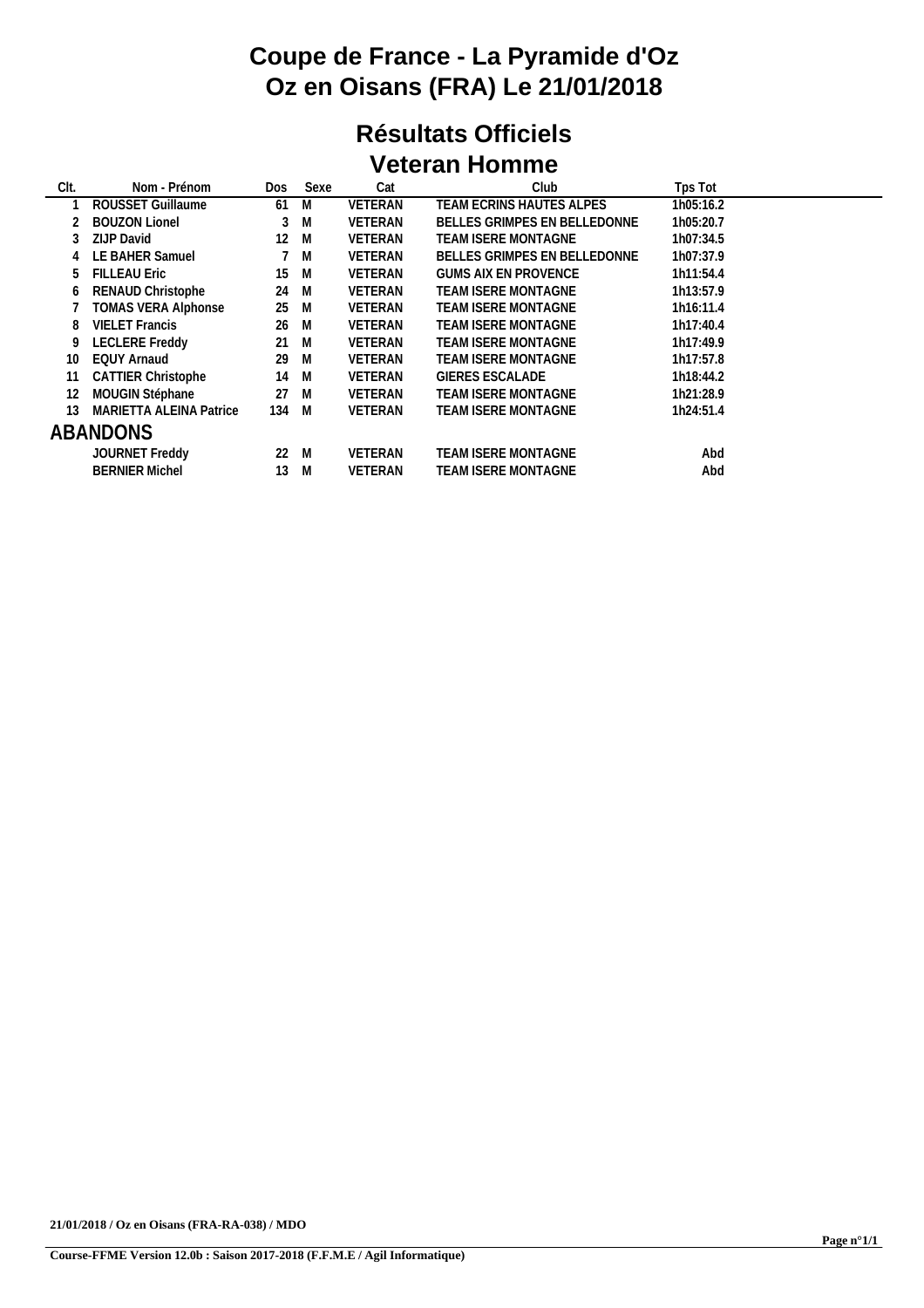# Coupe de France - La Pyramide d'Oz
# Oz en Oisans (FRA) Le 21/01/2018

## Résultats Officiels
## Veteran Homme

| Clt. | Nom - Prénom | Dos | Sexe | Cat | Club | Tps Tot |
|---|---|---|---|---|---|---|
| 1 | ROUSSET Guillaume | 61 | M | VETERAN | TEAM ECRINS HAUTES ALPES | 1h05:16.2 |
| 2 | BOUZON Lionel | 3 | M | VETERAN | BELLES GRIMPES EN BELLEDONNE | 1h05:20.7 |
| 3 | ZIJP David | 12 | M | VETERAN | TEAM ISERE MONTAGNE | 1h07:34.5 |
| 4 | LE BAHER Samuel | 7 | M | VETERAN | BELLES GRIMPES EN BELLEDONNE | 1h07:37.9 |
| 5 | FILLEAU Eric | 15 | M | VETERAN | GUMS AIX EN PROVENCE | 1h11:54.4 |
| 6 | RENAUD Christophe | 24 | M | VETERAN | TEAM ISERE MONTAGNE | 1h13:57.9 |
| 7 | TOMAS VERA Alphonse | 25 | M | VETERAN | TEAM ISERE MONTAGNE | 1h16:11.4 |
| 8 | VIELET Francis | 26 | M | VETERAN | TEAM ISERE MONTAGNE | 1h17:40.4 |
| 9 | LECLERE Freddy | 21 | M | VETERAN | TEAM ISERE MONTAGNE | 1h17:49.9 |
| 10 | EQUY Arnaud | 29 | M | VETERAN | TEAM ISERE MONTAGNE | 1h17:57.8 |
| 11 | CATTIER Christophe | 14 | M | VETERAN | GIERES ESCALADE | 1h18:44.2 |
| 12 | MOUGIN Stéphane | 27 | M | VETERAN | TEAM ISERE MONTAGNE | 1h21:28.9 |
| 13 | MARIETTA ALEINA Patrice | 134 | M | VETERAN | TEAM ISERE MONTAGNE | 1h24:51.4 |

### ABANDONS

| Clt. | Nom - Prénom | Dos | Sexe | Cat | Club | Tps Tot |
|---|---|---|---|---|---|---|
| | JOURNET Freddy | 22 | M | VETERAN | TEAM ISERE MONTAGNE | Abd |
| | BERNIER Michel | 13 | M | VETERAN | TEAM ISERE MONTAGNE | Abd |

**21/01/2018 / Oz en Oisans (FRA-RA-038) / MDO**

**Course-FFME Version 12.0b : Saison 2017-2018 (F.F.M.E / Agil Informatique)**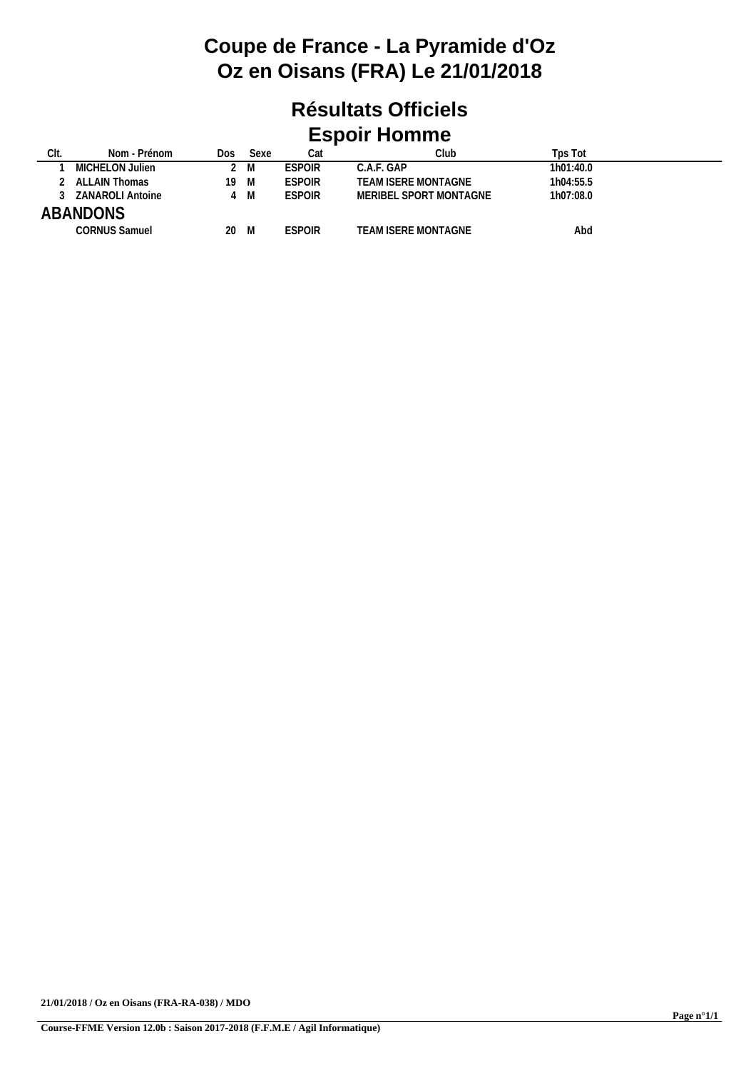# Coupe de France - La Pyramide d'Oz
# Oz en Oisans (FRA) Le 21/01/2018

## Résultats Officiels
## Espoir Homme

| Clt. | Nom - Prénom | Dos | Sexe | Cat | Club | Tps Tot |
|---|---|---|---|---|---|---|
| 1 | MICHELON Julien | 2 | M | ESPOIR | C.A.F. GAP | 1h01:40.0 |
| 2 | ALLAIN Thomas | 19 | M | ESPOIR | TEAM ISERE MONTAGNE | 1h04:55.5 |
| 3 | ZANAROLI Antoine | 4 | M | ESPOIR | MERIBEL SPORT MONTAGNE | 1h07:08.0 |
| **ABANDONS** | | | | | | |
| | CORNUS Samuel | 20 | M | ESPOIR | TEAM ISERE MONTAGNE | Abd |

21/01/2018 / Oz en Oisans (FRA-RA-038) / MDO

Course-FFME Version 12.0b : Saison 2017-2018 (F.F.M.E / Agil Informatique)